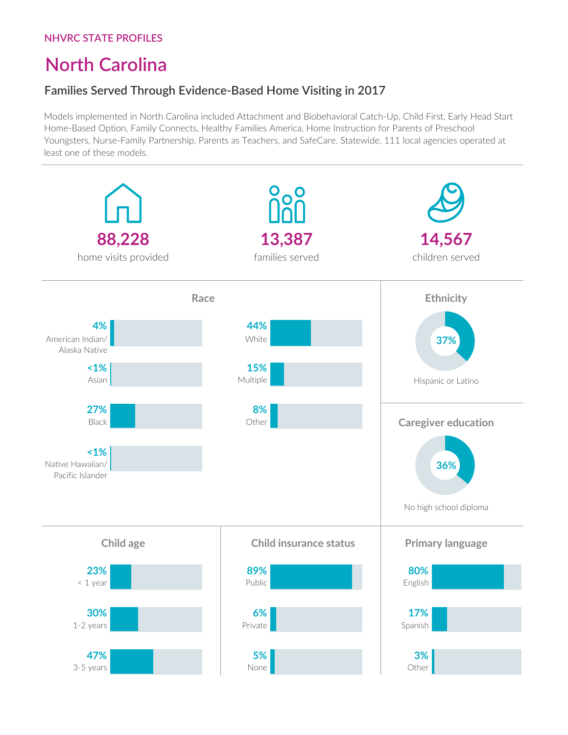NHVRC STATE PROFILES

# North Carolina

## Families Served Through Evidence-Based Home Visiting in 2017

Models implemented in North Carolina included Attachment and Biobehavioral Catch-Up, Child First, Early Head Start Home-Based Option, Family Connects, Healthy Families America, Home Instruction for Parents of Preschool Youngsters, Nurse-Family Partnership, Parents as Teachers, and SafeCare. Statewide, 111 local agencies operated at least one of these models.

**88,228**
home visits provided

**13,387**
families served

**14,567**
children served

### Race

| Race | Percent |
| --- | --- |
| American Indian/ Alaska Native | 4% |
| Asian | <1% |
| Black | 27% |
| Native Hawaiian/ Pacific Islander | <1% |
| White | 44% |
| Multiple | 15% |
| Other | 8% |

### Ethnicity

37% Hispanic or Latino

### Caregiver education

36% No high school diploma

### Child age

| Child age | Percent |
| --- | --- |
| < 1 year | 23% |
| 1-2 years | 30% |
| 3-5 years | 47% |

### Child insurance status

| Insurance status | Percent |
| --- | --- |
| Public | 89% |
| Private | 6% |
| None | 5% |

### Primary language

| Language | Percent |
| --- | --- |
| English | 80% |
| Spanish | 17% |
| Other | 3% |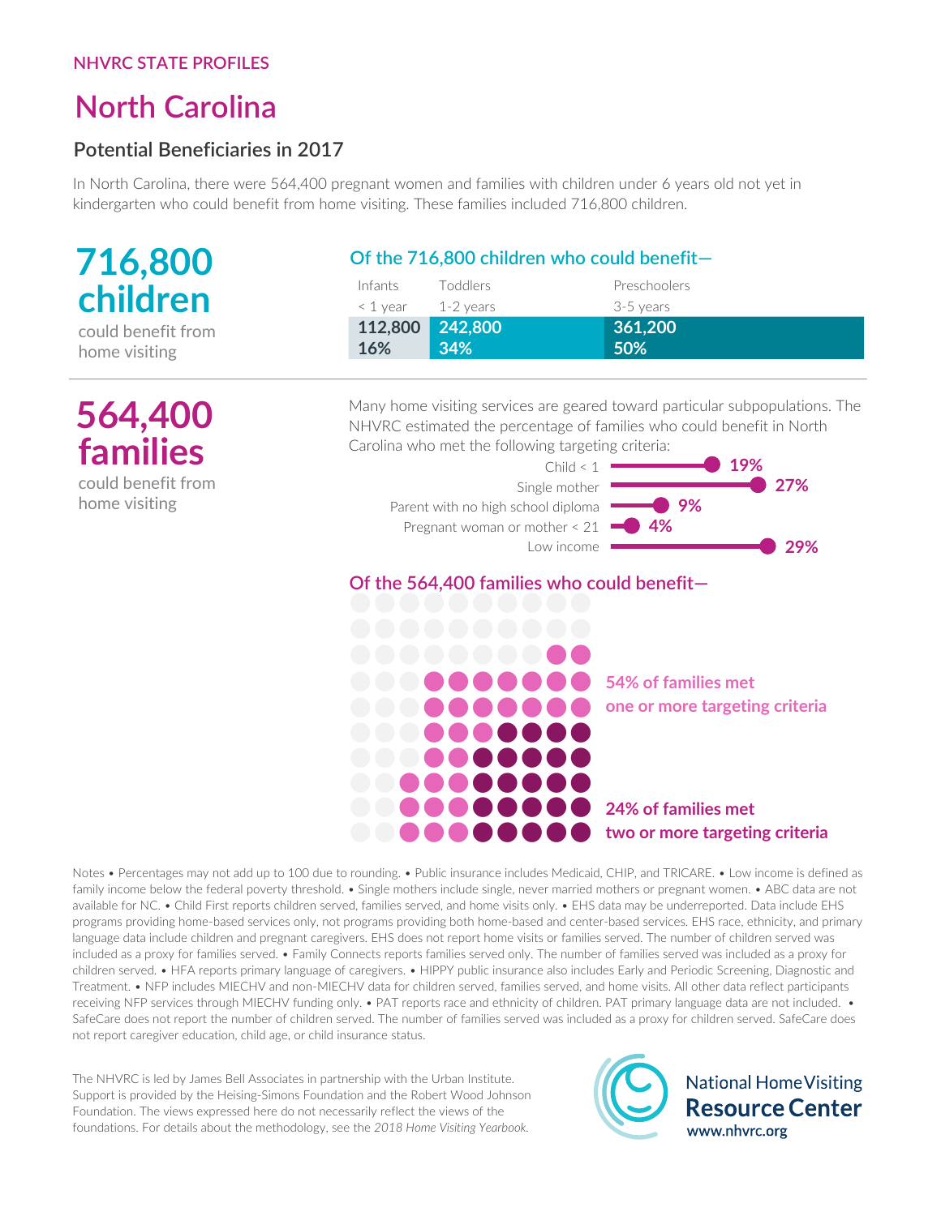NHVRC STATE PROFILES

# North Carolina

## Potential Beneficiaries in 2017

In North Carolina, there were 564,400 pregnant women and families with children under 6 years old not yet in kindergarten who could benefit from home visiting. These families included 716,800 children.

**716,800 children**

could benefit from home visiting

### Of the 716,800 children who could benefit—

Infants < 1 year: 112,800, 16%

Toddlers 1-2 years: 242,800, 34%

Preschoolers 3-5 years: 361,200, 50%

**564,400 families**

could benefit from home visiting

Many home visiting services are geared toward particular subpopulations. The NHVRC estimated the percentage of families who could benefit in North Carolina who met the following targeting criteria:

Child < 1: 19%

Single mother: 27%

Parent with no high school diploma: 9%

Pregnant woman or mother < 21: 4%

Low income: 29%

### Of the 564,400 families who could benefit—

54% of families met one or more targeting criteria

24% of families met two or more targeting criteria

Notes • Percentages may not add up to 100 due to rounding. • Public insurance includes Medicaid, CHIP, and TRICARE. • Low income is defined as family income below the federal poverty threshold. • Single mothers include single, never married mothers or pregnant women. • ABC data are not available for NC. • Child First reports children served, families served, and home visits only. • EHS data may be underreported. Data include EHS programs providing home-based services only, not programs providing both home-based and center-based services. EHS race, ethnicity, and primary language data include children and pregnant caregivers. EHS does not report home visits or families served. The number of children served was included as a proxy for families served. • Family Connects reports families served only. The number of families served was included as a proxy for children served. • HFA reports primary language of caregivers. • HIPPY public insurance also includes Early and Periodic Screening, Diagnostic and Treatment. • NFP includes MIECHV and non-MIECHV data for children served, families served, and home visits. All other data reflect participants receiving NFP services through MIECHV funding only. • PAT reports race and ethnicity of children. PAT primary language data are not included. • SafeCare does not report the number of children served. The number of families served was included as a proxy for children served. SafeCare does not report caregiver education, child age, or child insurance status.

The NHVRC is led by James Bell Associates in partnership with the Urban Institute. Support is provided by the Heising-Simons Foundation and the Robert Wood Johnson Foundation. The views expressed here do not necessarily reflect the views of the foundations. For details about the methodology, see the *2018 Home Visiting Yearbook*.

National Home Visiting Resource Center
www.nhvrc.org